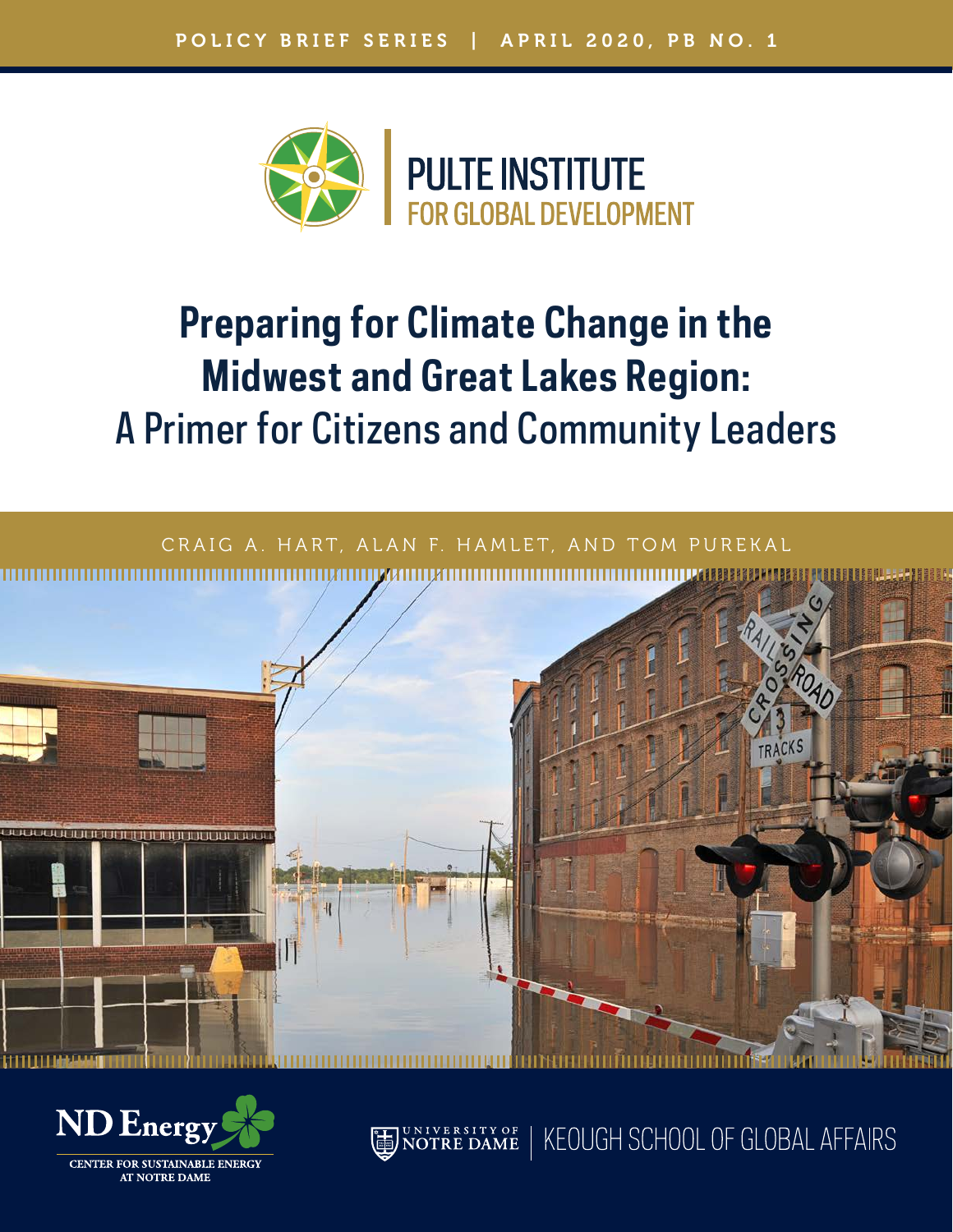POLICY BRIEF SERIES | APRIL 2020, PB NO. 1

PULTE INSTITUTE FOR GLOBAL DEVELOPMENT

# Preparing for Climate Change in the Midwest and Great Lakes Region: A Primer for Citizens and Community Leaders

CRAIG A. HART, ALAN F. HAMLET, AND TOM PUREKAL

ND Energy
CENTER FOR SUSTAINABLE ENERGY AT NOTRE DAME

UNIVERSITY OF NOTRE DAME | KEOUGH SCHOOL OF GLOBAL AFFAIRS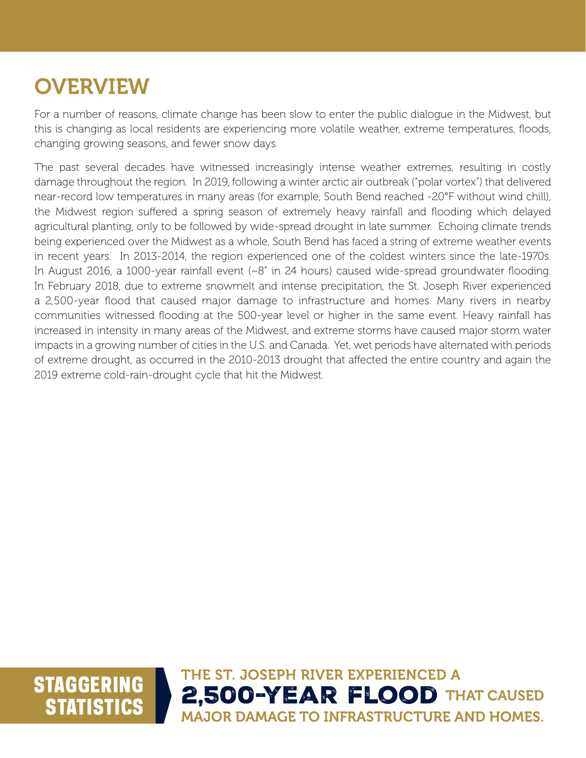# OVERVIEW

For a number of reasons, climate change has been slow to enter the public dialogue in the Midwest, but this is changing as local residents are experiencing more volatile weather, extreme temperatures, floods, changing growing seasons, and fewer snow days.

The past several decades have witnessed increasingly intense weather extremes, resulting in costly damage throughout the region. In 2019, following a winter arctic air outbreak ("polar vortex") that delivered near-record low temperatures in many areas (for example, South Bend reached -20°F without wind chill), the Midwest region suffered a spring season of extremely heavy rainfall and flooding which delayed agricultural planting, only to be followed by wide-spread drought in late summer. Echoing climate trends being experienced over the Midwest as a whole, South Bend has faced a string of extreme weather events in recent years. In 2013-2014, the region experienced one of the coldest winters since the late-1970s. In August 2016, a 1000-year rainfall event (~8" in 24 hours) caused wide-spread groundwater flooding. In February 2018, due to extreme snowmelt and intense precipitation, the St. Joseph River experienced a 2,500-year flood that caused major damage to infrastructure and homes. Many rivers in nearby communities witnessed flooding at the 500-year level or higher in the same event. Heavy rainfall has increased in intensity in many areas of the Midwest, and extreme storms have caused major storm water impacts in a growing number of cities in the U.S. and Canada. Yet, wet periods have alternated with periods of extreme drought, as occurred in the 2010-2013 drought that affected the entire country and again the 2019 extreme cold-rain-drought cycle that hit the Midwest.

**STAGGERING STATISTICS**

THE ST. JOSEPH RIVER EXPERIENCED A **2,500-YEAR FLOOD** THAT CAUSED MAJOR DAMAGE TO INFRASTRUCTURE AND HOMES.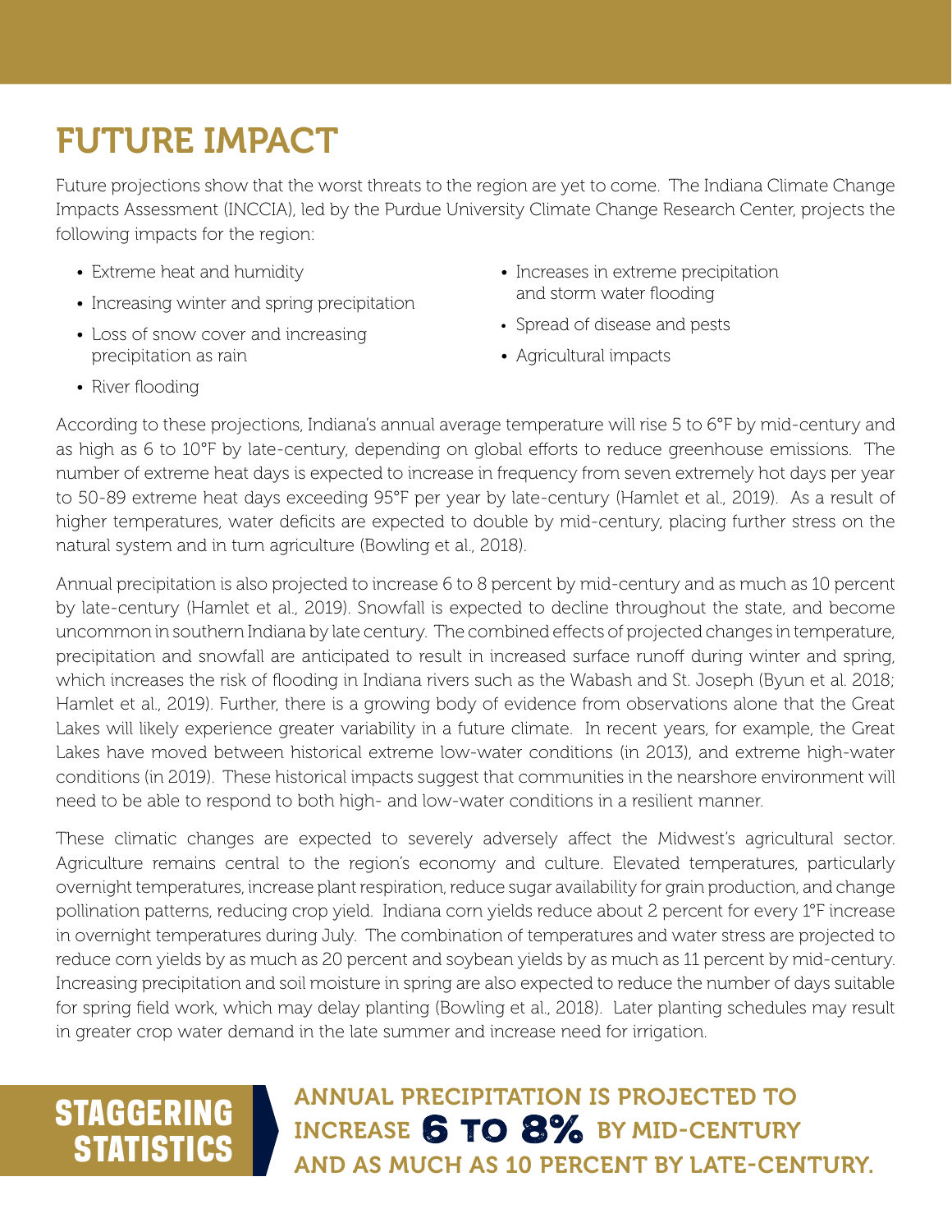# FUTURE IMPACT

Future projections show that the worst threats to the region are yet to come. The Indiana Climate Change Impacts Assessment (INCCIA), led by the Purdue University Climate Change Research Center, projects the following impacts for the region:

- Extreme heat and humidity
- Increasing winter and spring precipitation
- Loss of snow cover and increasing precipitation as rain
- River flooding
- Increases in extreme precipitation and storm water flooding
- Spread of disease and pests
- Agricultural impacts

According to these projections, Indiana's annual average temperature will rise 5 to 6°F by mid-century and as high as 6 to 10°F by late-century, depending on global efforts to reduce greenhouse emissions. The number of extreme heat days is expected to increase in frequency from seven extremely hot days per year to 50-89 extreme heat days exceeding 95°F per year by late-century (Hamlet et al., 2019). As a result of higher temperatures, water deficits are expected to double by mid-century, placing further stress on the natural system and in turn agriculture (Bowling et al., 2018).

Annual precipitation is also projected to increase 6 to 8 percent by mid-century and as much as 10 percent by late-century (Hamlet et al., 2019). Snowfall is expected to decline throughout the state, and become uncommon in southern Indiana by late century. The combined effects of projected changes in temperature, precipitation and snowfall are anticipated to result in increased surface runoff during winter and spring, which increases the risk of flooding in Indiana rivers such as the Wabash and St. Joseph (Byun et al. 2018; Hamlet et al., 2019). Further, there is a growing body of evidence from observations alone that the Great Lakes will likely experience greater variability in a future climate. In recent years, for example, the Great Lakes have moved between historical extreme low-water conditions (in 2013), and extreme high-water conditions (in 2019). These historical impacts suggest that communities in the nearshore environment will need to be able to respond to both high- and low-water conditions in a resilient manner.

These climatic changes are expected to severely adversely affect the Midwest's agricultural sector. Agriculture remains central to the region's economy and culture. Elevated temperatures, particularly overnight temperatures, increase plant respiration, reduce sugar availability for grain production, and change pollination patterns, reducing crop yield. Indiana corn yields reduce about 2 percent for every 1°F increase in overnight temperatures during July. The combination of temperatures and water stress are projected to reduce corn yields by as much as 20 percent and soybean yields by as much as 11 percent by mid-century. Increasing precipitation and soil moisture in spring are also expected to reduce the number of days suitable for spring field work, which may delay planting (Bowling et al., 2018). Later planting schedules may result in greater crop water demand in the late summer and increase need for irrigation.

**STAGGERING STATISTICS**

**ANNUAL PRECIPITATION IS PROJECTED TO INCREASE 6 TO 8% BY MID-CENTURY AND AS MUCH AS 10 PERCENT BY LATE-CENTURY.**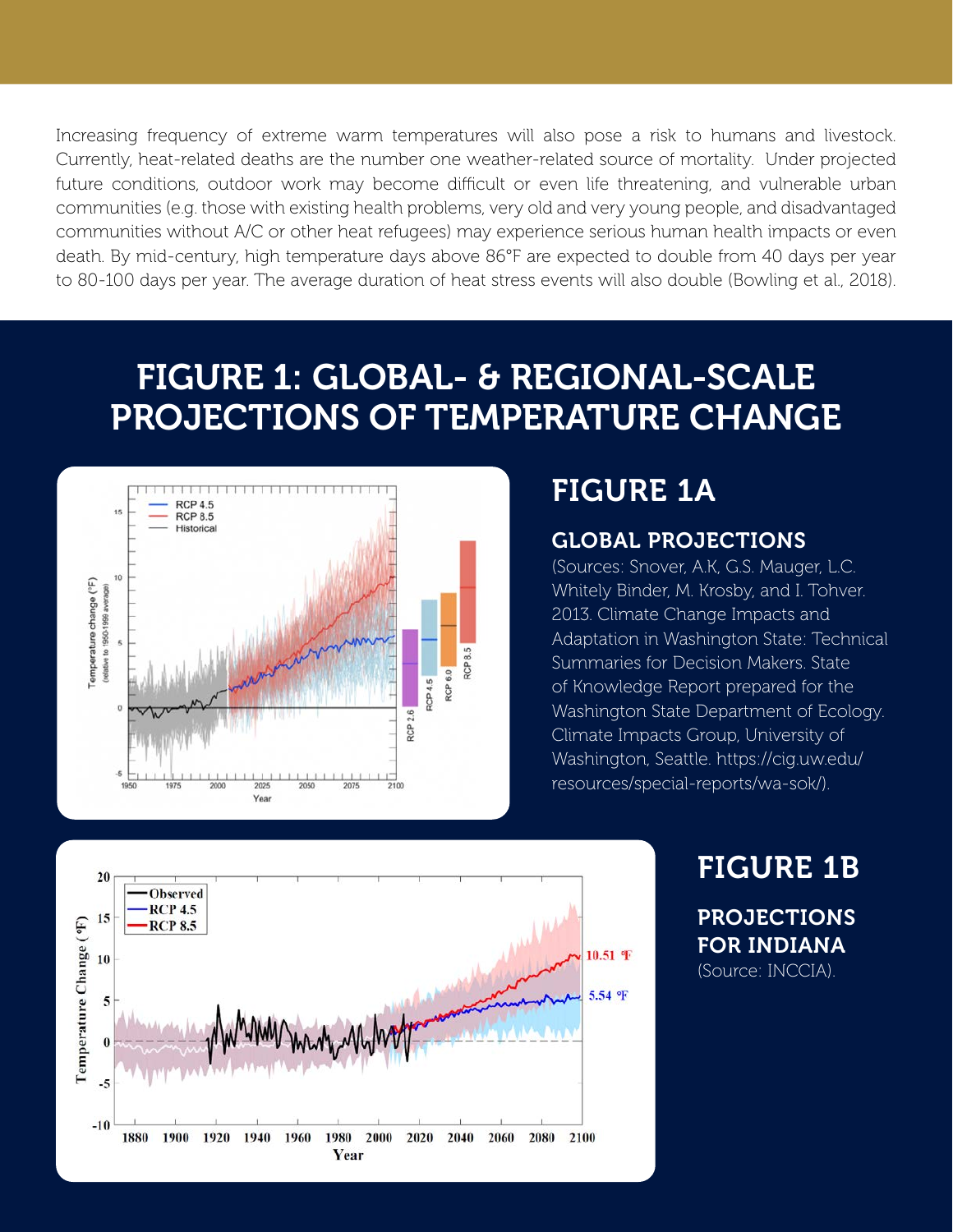Increasing frequency of extreme warm temperatures will also pose a risk to humans and livestock. Currently, heat-related deaths are the number one weather-related source of mortality. Under projected future conditions, outdoor work may become difficult or even life threatening, and vulnerable urban communities (e.g. those with existing health problems, very old and very young people, and disadvantaged communities without A/C or other heat refugees) may experience serious human health impacts or even death. By mid-century, high temperature days above 86°F are expected to double from 40 days per year to 80-100 days per year. The average duration of heat stress events will also double (Bowling et al., 2018).

# FIGURE 1: GLOBAL- & REGIONAL-SCALE PROJECTIONS OF TEMPERATURE CHANGE

## FIGURE 1A

### GLOBAL PROJECTIONS

(Sources: Snover, A.K, G.S. Mauger, L.C. Whitely Binder, M. Krosby, and I. Tohver. 2013. Climate Change Impacts and Adaptation in Washington State: Technical Summaries for Decision Makers. State of Knowledge Report prepared for the Washington State Department of Ecology. Climate Impacts Group, University of Washington, Seattle. https://cig.uw.edu/resources/special-reports/wa-sok/).

## FIGURE 1B

### PROJECTIONS FOR INDIANA

(Source: INCCIA).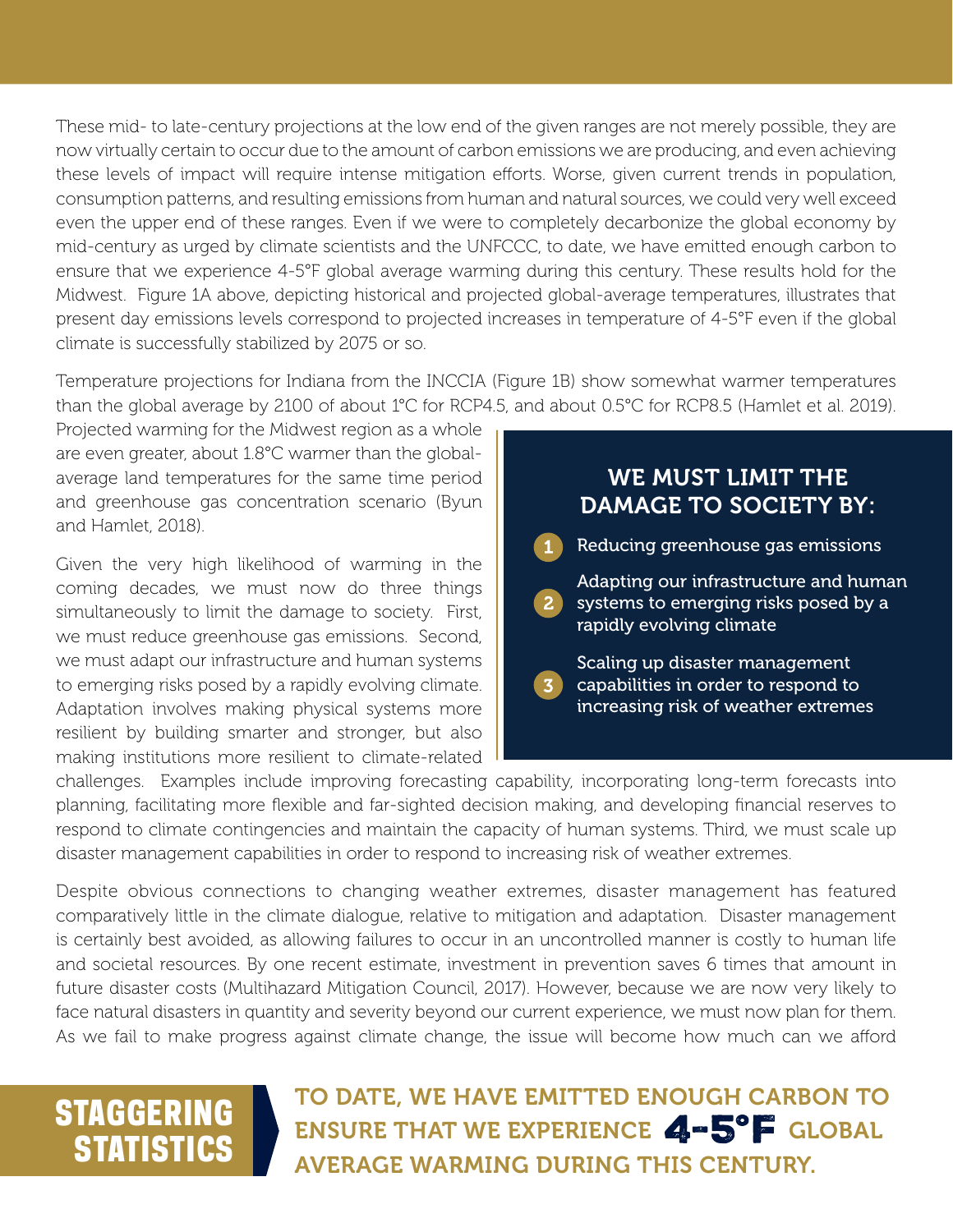These mid- to late-century projections at the low end of the given ranges are not merely possible, they are now virtually certain to occur due to the amount of carbon emissions we are producing, and even achieving these levels of impact will require intense mitigation efforts. Worse, given current trends in population, consumption patterns, and resulting emissions from human and natural sources, we could very well exceed even the upper end of these ranges. Even if we were to completely decarbonize the global economy by mid-century as urged by climate scientists and the UNFCCC, to date, we have emitted enough carbon to ensure that we experience 4-5°F global average warming during this century. These results hold for the Midwest. Figure 1A above, depicting historical and projected global-average temperatures, illustrates that present day emissions levels correspond to projected increases in temperature of 4-5°F even if the global climate is successfully stabilized by 2075 or so.

Temperature projections for Indiana from the INCCIA (Figure 1B) show somewhat warmer temperatures than the global average by 2100 of about 1°C for RCP4.5, and about 0.5°C for RCP8.5 (Hamlet et al. 2019). Projected warming for the Midwest region as a whole are even greater, about 1.8°C warmer than the global-average land temperatures for the same time period and greenhouse gas concentration scenario (Byun and Hamlet, 2018).

Given the very high likelihood of warming in the coming decades, we must now do three things simultaneously to limit the damage to society. First, we must reduce greenhouse gas emissions. Second, we must adapt our infrastructure and human systems to emerging risks posed by a rapidly evolving climate. Adaptation involves making physical systems more resilient by building smarter and stronger, but also making institutions more resilient to climate-related challenges. Examples include improving forecasting capability, incorporating long-term forecasts into planning, facilitating more flexible and far-sighted decision making, and developing financial reserves to respond to climate contingencies and maintain the capacity of human systems. Third, we must scale up disaster management capabilities in order to respond to increasing risk of weather extremes.

## WE MUST LIMIT THE DAMAGE TO SOCIETY BY:

1. Reducing greenhouse gas emissions
2. Adapting our infrastructure and human systems to emerging risks posed by a rapidly evolving climate
3. Scaling up disaster management capabilities in order to respond to increasing risk of weather extremes

Despite obvious connections to changing weather extremes, disaster management has featured comparatively little in the climate dialogue, relative to mitigation and adaptation. Disaster management is certainly best avoided, as allowing failures to occur in an uncontrolled manner is costly to human life and societal resources. By one recent estimate, investment in prevention saves 6 times that amount in future disaster costs (Multihazard Mitigation Council, 2017). However, because we are now very likely to face natural disasters in quantity and severity beyond our current experience, we must now plan for them. As we fail to make progress against climate change, the issue will become how much can we afford

**STAGGERING STATISTICS**

**TO DATE, WE HAVE EMITTED ENOUGH CARBON TO ENSURE THAT WE EXPERIENCE 4-5°F GLOBAL AVERAGE WARMING DURING THIS CENTURY.**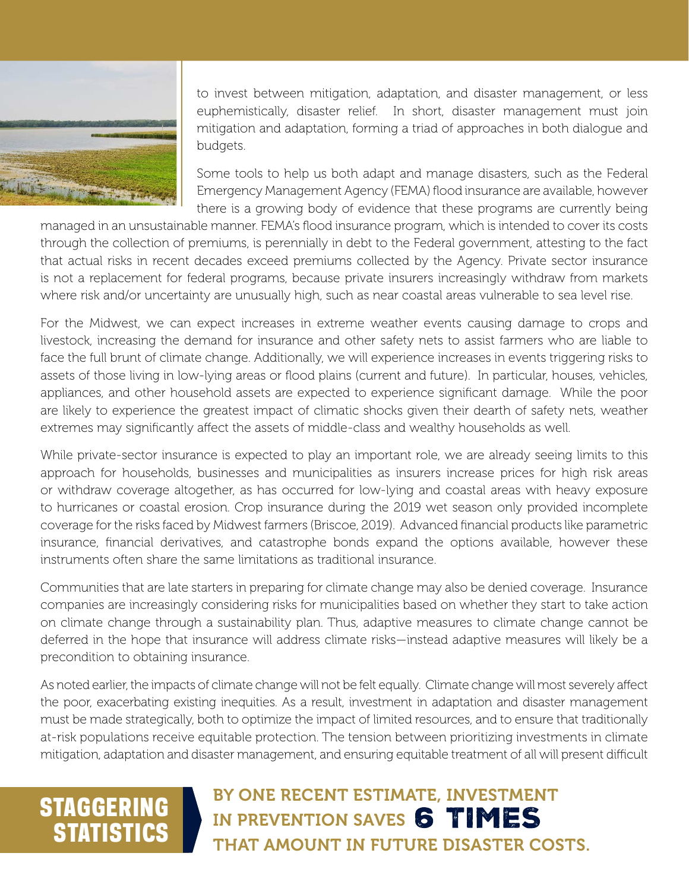to invest between mitigation, adaptation, and disaster management, or less euphemistically, disaster relief. In short, disaster management must join mitigation and adaptation, forming a triad of approaches in both dialogue and budgets.

Some tools to help us both adapt and manage disasters, such as the Federal Emergency Management Agency (FEMA) flood insurance are available, however there is a growing body of evidence that these programs are currently being managed in an unsustainable manner. FEMA's flood insurance program, which is intended to cover its costs through the collection of premiums, is perennially in debt to the Federal government, attesting to the fact that actual risks in recent decades exceed premiums collected by the Agency. Private sector insurance is not a replacement for federal programs, because private insurers increasingly withdraw from markets where risk and/or uncertainty are unusually high, such as near coastal areas vulnerable to sea level rise.

For the Midwest, we can expect increases in extreme weather events causing damage to crops and livestock, increasing the demand for insurance and other safety nets to assist farmers who are liable to face the full brunt of climate change. Additionally, we will experience increases in events triggering risks to assets of those living in low-lying areas or flood plains (current and future). In particular, houses, vehicles, appliances, and other household assets are expected to experience significant damage. While the poor are likely to experience the greatest impact of climatic shocks given their dearth of safety nets, weather extremes may significantly affect the assets of middle-class and wealthy households as well.

While private-sector insurance is expected to play an important role, we are already seeing limits to this approach for households, businesses and municipalities as insurers increase prices for high risk areas or withdraw coverage altogether, as has occurred for low-lying and coastal areas with heavy exposure to hurricanes or coastal erosion. Crop insurance during the 2019 wet season only provided incomplete coverage for the risks faced by Midwest farmers (Briscoe, 2019). Advanced financial products like parametric insurance, financial derivatives, and catastrophe bonds expand the options available, however these instruments often share the same limitations as traditional insurance.

Communities that are late starters in preparing for climate change may also be denied coverage. Insurance companies are increasingly considering risks for municipalities based on whether they start to take action on climate change through a sustainability plan. Thus, adaptive measures to climate change cannot be deferred in the hope that insurance will address climate risks—instead adaptive measures will likely be a precondition to obtaining insurance.

As noted earlier, the impacts of climate change will not be felt equally. Climate change will most severely affect the poor, exacerbating existing inequities. As a result, investment in adaptation and disaster management must be made strategically, both to optimize the impact of limited resources, and to ensure that traditionally at-risk populations receive equitable protection. The tension between prioritizing investments in climate mitigation, adaptation and disaster management, and ensuring equitable treatment of all will present difficult

**STAGGERING STATISTICS**

**BY ONE RECENT ESTIMATE, INVESTMENT IN PREVENTION SAVES 6 TIMES THAT AMOUNT IN FUTURE DISASTER COSTS.**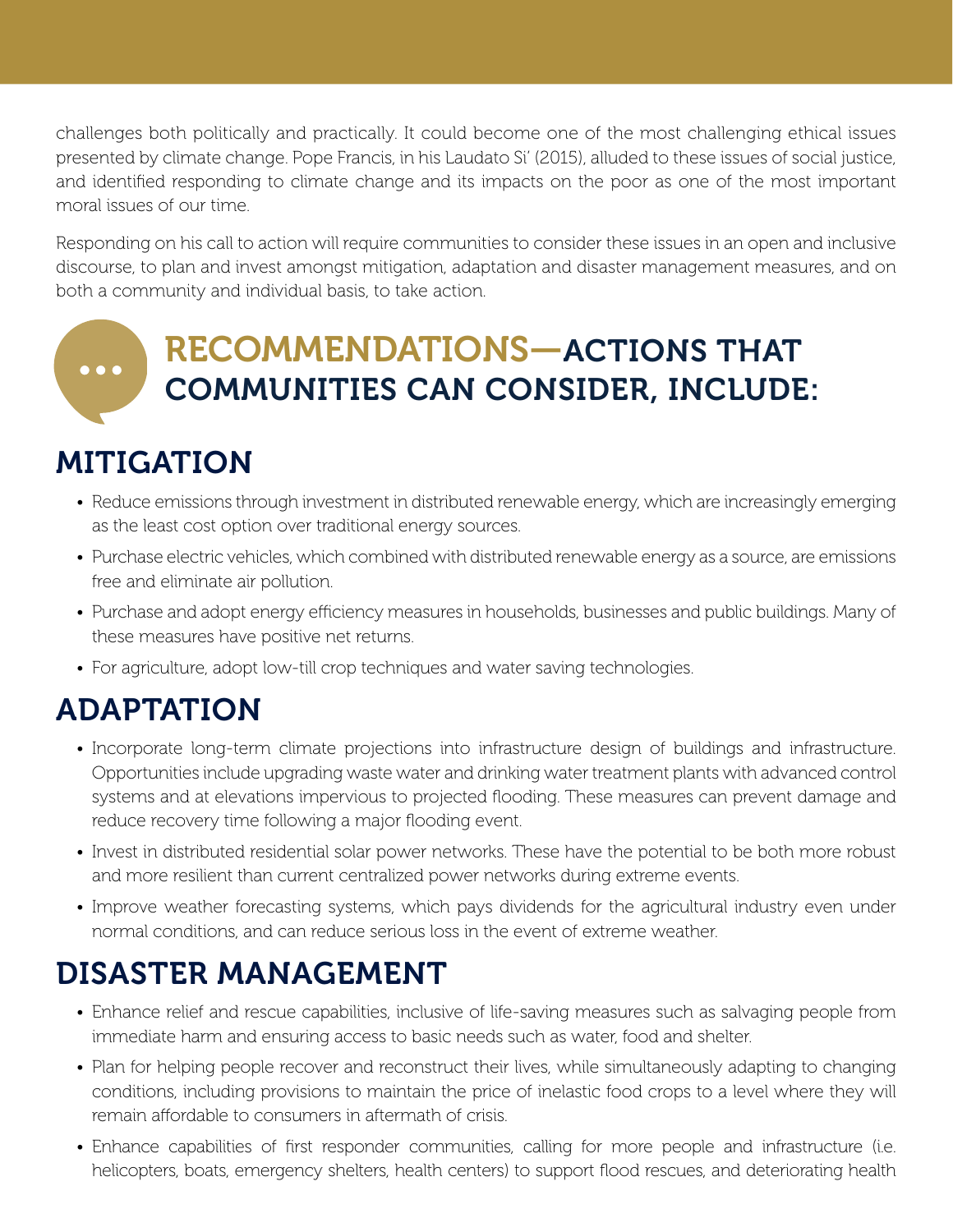challenges both politically and practically. It could become one of the most challenging ethical issues presented by climate change. Pope Francis, in his Laudato Si' (2015), alluded to these issues of social justice, and identified responding to climate change and its impacts on the poor as one of the most important moral issues of our time.

Responding on his call to action will require communities to consider these issues in an open and inclusive discourse, to plan and invest amongst mitigation, adaptation and disaster management measures, and on both a community and individual basis, to take action.

## RECOMMENDATIONS—ACTIONS THAT COMMUNITIES CAN CONSIDER, INCLUDE:

## MITIGATION

- Reduce emissions through investment in distributed renewable energy, which are increasingly emerging as the least cost option over traditional energy sources.
- Purchase electric vehicles, which combined with distributed renewable energy as a source, are emissions free and eliminate air pollution.
- Purchase and adopt energy efficiency measures in households, businesses and public buildings. Many of these measures have positive net returns.
- For agriculture, adopt low-till crop techniques and water saving technologies.

## ADAPTATION

- Incorporate long-term climate projections into infrastructure design of buildings and infrastructure. Opportunities include upgrading waste water and drinking water treatment plants with advanced control systems and at elevations impervious to projected flooding. These measures can prevent damage and reduce recovery time following a major flooding event.
- Invest in distributed residential solar power networks. These have the potential to be both more robust and more resilient than current centralized power networks during extreme events.
- Improve weather forecasting systems, which pays dividends for the agricultural industry even under normal conditions, and can reduce serious loss in the event of extreme weather.

## DISASTER MANAGEMENT

- Enhance relief and rescue capabilities, inclusive of life-saving measures such as salvaging people from immediate harm and ensuring access to basic needs such as water, food and shelter.
- Plan for helping people recover and reconstruct their lives, while simultaneously adapting to changing conditions, including provisions to maintain the price of inelastic food crops to a level where they will remain affordable to consumers in aftermath of crisis.
- Enhance capabilities of first responder communities, calling for more people and infrastructure (i.e. helicopters, boats, emergency shelters, health centers) to support flood rescues, and deteriorating health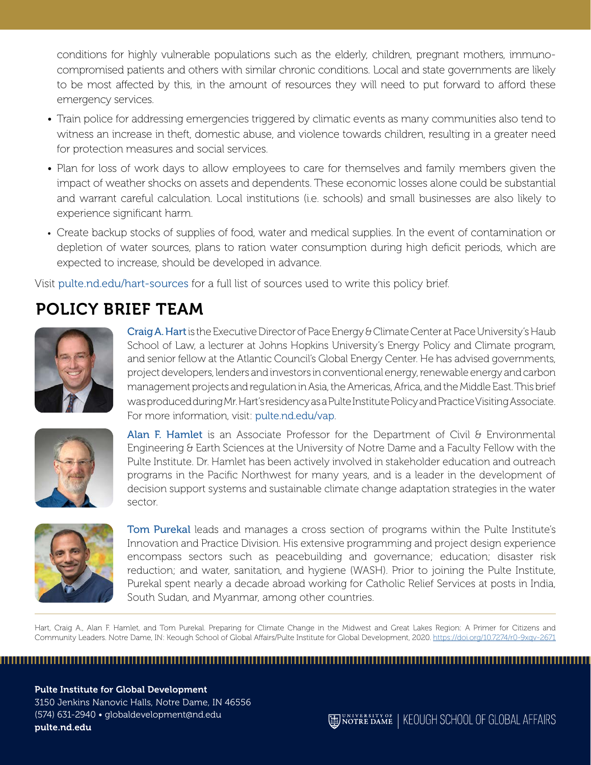conditions for highly vulnerable populations such as the elderly, children, pregnant mothers, immuno-compromised patients and others with similar chronic conditions. Local and state governments are likely to be most affected by this, in the amount of resources they will need to put forward to afford these emergency services.

- Train police for addressing emergencies triggered by climatic events as many communities also tend to witness an increase in theft, domestic abuse, and violence towards children, resulting in a greater need for protection measures and social services.
- Plan for loss of work days to allow employees to care for themselves and family members given the impact of weather shocks on assets and dependents. These economic losses alone could be substantial and warrant careful calculation. Local institutions (i.e. schools) and small businesses are also likely to experience significant harm.
- Create backup stocks of supplies of food, water and medical supplies. In the event of contamination or depletion of water sources, plans to ration water consumption during high deficit periods, which are expected to increase, should be developed in advance.

Visit pulte.nd.edu/hart-sources for a full list of sources used to write this policy brief.

## POLICY BRIEF TEAM

**Craig A. Hart** is the Executive Director of Pace Energy & Climate Center at Pace University's Haub School of Law, a lecturer at Johns Hopkins University's Energy Policy and Climate program, and senior fellow at the Atlantic Council's Global Energy Center. He has advised governments, project developers, lenders and investors in conventional energy, renewable energy and carbon management projects and regulation in Asia, the Americas, Africa, and the Middle East. This brief was produced during Mr. Hart's residency as a Pulte Institute Policy and Practice Visiting Associate. For more information, visit: pulte.nd.edu/vap.

**Alan F. Hamlet** is an Associate Professor for the Department of Civil & Environmental Engineering & Earth Sciences at the University of Notre Dame and a Faculty Fellow with the Pulte Institute. Dr. Hamlet has been actively involved in stakeholder education and outreach programs in the Pacific Northwest for many years, and is a leader in the development of decision support systems and sustainable climate change adaptation strategies in the water sector.

**Tom Purekal** leads and manages a cross section of programs within the Pulte Institute's Innovation and Practice Division. His extensive programming and project design experience encompass sectors such as peacebuilding and governance; education; disaster risk reduction; and water, sanitation, and hygiene (WASH). Prior to joining the Pulte Institute, Purekal spent nearly a decade abroad working for Catholic Relief Services at posts in India, South Sudan, and Myanmar, among other countries.

Hart, Craig A., Alan F. Hamlet, and Tom Purekal. Preparing for Climate Change in the Midwest and Great Lakes Region: A Primer for Citizens and Community Leaders. Notre Dame, IN: Keough School of Global Affairs/Pulte Institute for Global Development, 2020. https://doi.org/10.7274/r0-9xqv-2671

**Pulte Institute for Global Development**
3150 Jenkins Nanovic Halls, Notre Dame, IN 46556
(574) 631-2940 • globaldevelopment@nd.edu
**pulte.nd.edu**

UNIVERSITY OF NOTRE DAME | KEOUGH SCHOOL OF GLOBAL AFFAIRS